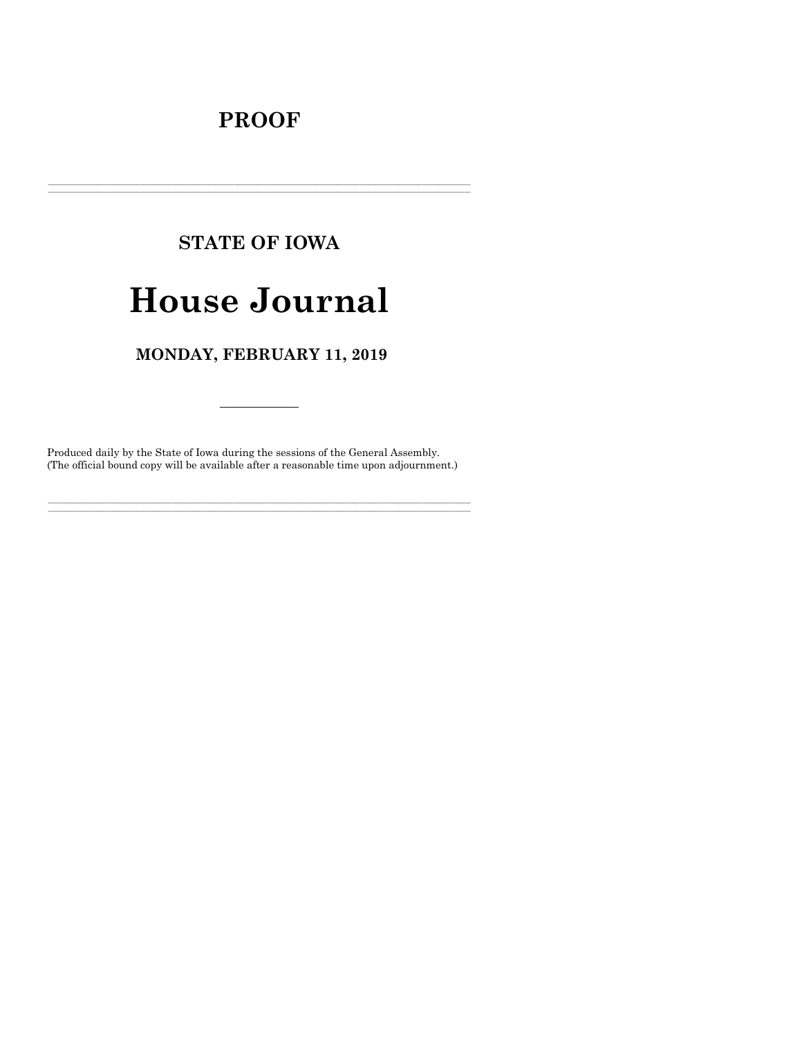# PROOF

---

## STATE OF IOWA

# House Journal

### MONDAY, FEBRUARY 11, 2019

---

Produced daily by the State of Iowa during the sessions of the General Assembly.
(The official bound copy will be available after a reasonable time upon adjournment.)

---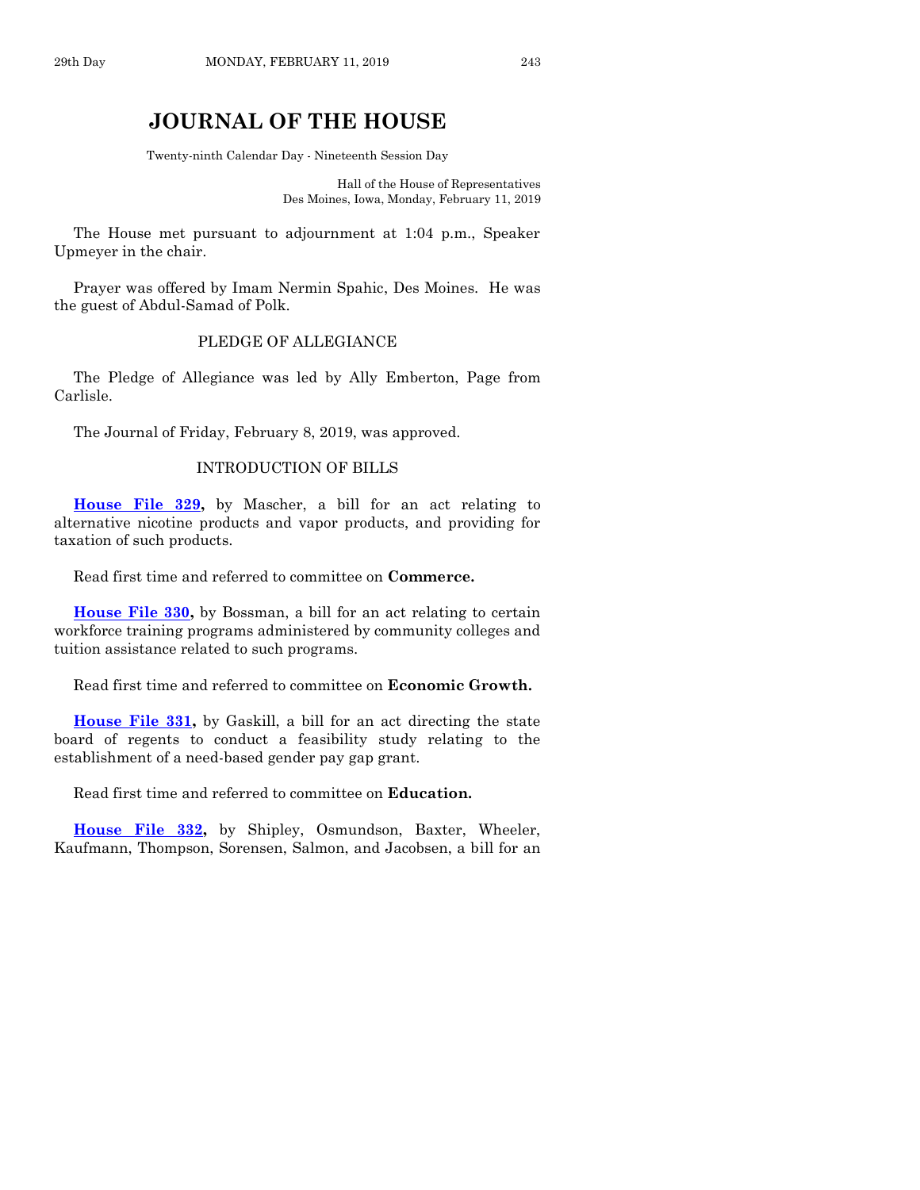# JOURNAL OF THE HOUSE

Twenty-ninth Calendar Day - Nineteenth Session Day

Hall of the House of Representatives
Des Moines, Iowa, Monday, February 11, 2019

The House met pursuant to adjournment at 1:04 p.m., Speaker Upmeyer in the chair.

Prayer was offered by Imam Nermin Spahic, Des Moines. He was the guest of Abdul-Samad of Polk.

## PLEDGE OF ALLEGIANCE

The Pledge of Allegiance was led by Ally Emberton, Page from Carlisle.

The Journal of Friday, February 8, 2019, was approved.

## INTRODUCTION OF BILLS

**House File 329,** by Mascher, a bill for an act relating to alternative nicotine products and vapor products, and providing for taxation of such products.

Read first time and referred to committee on **Commerce.**

**House File 330,** by Bossman, a bill for an act relating to certain workforce training programs administered by community colleges and tuition assistance related to such programs.

Read first time and referred to committee on **Economic Growth.**

**House File 331,** by Gaskill, a bill for an act directing the state board of regents to conduct a feasibility study relating to the establishment of a need-based gender pay gap grant.

Read first time and referred to committee on **Education.**

**House File 332,** by Shipley, Osmundson, Baxter, Wheeler, Kaufmann, Thompson, Sorensen, Salmon, and Jacobsen, a bill for an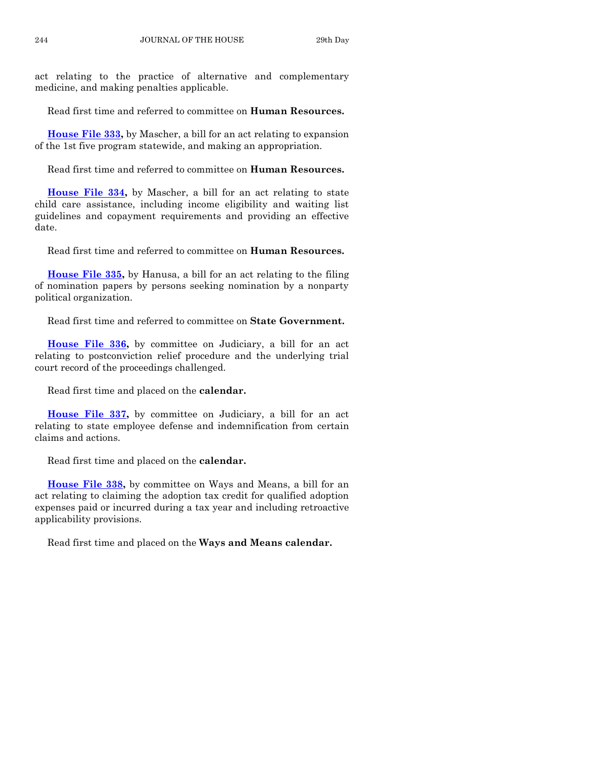act relating to the practice of alternative and complementary medicine, and making penalties applicable.

Read first time and referred to committee on **Human Resources.**

**House File 333,** by Mascher, a bill for an act relating to expansion of the 1st five program statewide, and making an appropriation.

Read first time and referred to committee on **Human Resources.**

**House File 334,** by Mascher, a bill for an act relating to state child care assistance, including income eligibility and waiting list guidelines and copayment requirements and providing an effective date.

Read first time and referred to committee on **Human Resources.**

**House File 335,** by Hanusa, a bill for an act relating to the filing of nomination papers by persons seeking nomination by a nonparty political organization.

Read first time and referred to committee on **State Government.**

**House File 336,** by committee on Judiciary, a bill for an act relating to postconviction relief procedure and the underlying trial court record of the proceedings challenged.

Read first time and placed on the **calendar.**

**House File 337,** by committee on Judiciary, a bill for an act relating to state employee defense and indemnification from certain claims and actions.

Read first time and placed on the **calendar.**

**House File 338,** by committee on Ways and Means, a bill for an act relating to claiming the adoption tax credit for qualified adoption expenses paid or incurred during a tax year and including retroactive applicability provisions.

Read first time and placed on the **Ways and Means calendar.**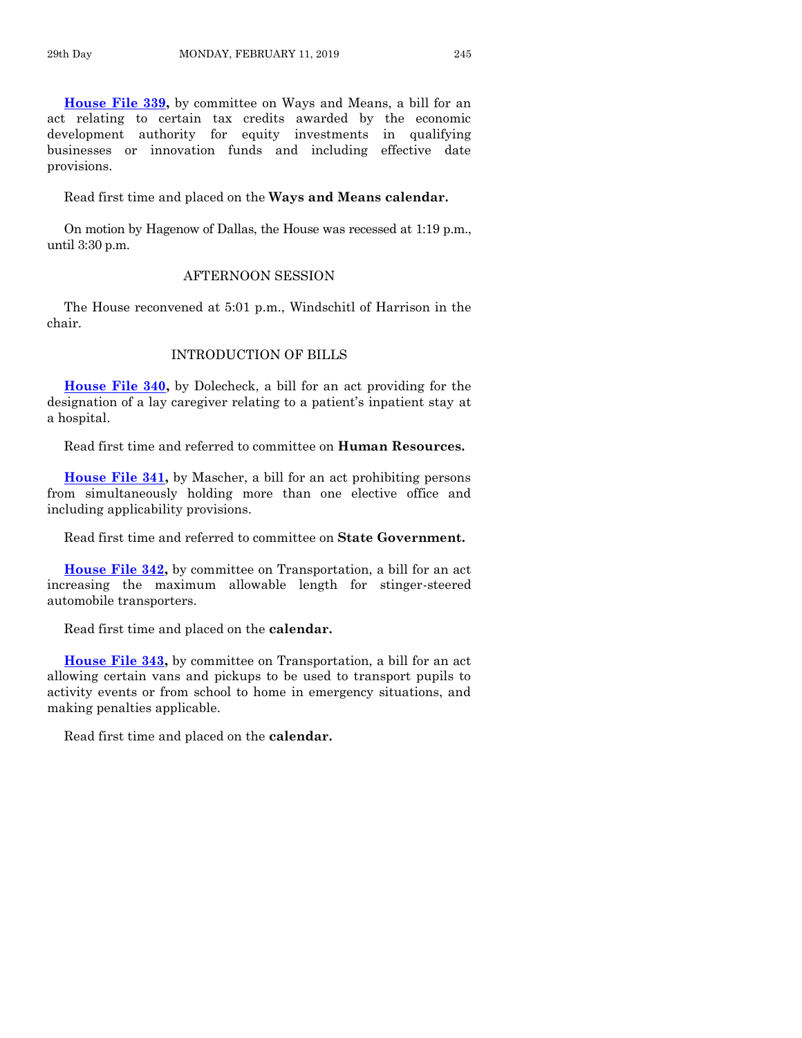**House File 339,** by committee on Ways and Means, a bill for an act relating to certain tax credits awarded by the economic development authority for equity investments in qualifying businesses or innovation funds and including effective date provisions.

Read first time and placed on the **Ways and Means calendar.**

On motion by Hagenow of Dallas, the House was recessed at 1:19 p.m., until 3:30 p.m.

## AFTERNOON SESSION

The House reconvened at 5:01 p.m., Windschitl of Harrison in the chair.

## INTRODUCTION OF BILLS

**House File 340,** by Dolecheck, a bill for an act providing for the designation of a lay caregiver relating to a patient's inpatient stay at a hospital.

Read first time and referred to committee on **Human Resources.**

**House File 341,** by Mascher, a bill for an act prohibiting persons from simultaneously holding more than one elective office and including applicability provisions.

Read first time and referred to committee on **State Government.**

**House File 342,** by committee on Transportation, a bill for an act increasing the maximum allowable length for stinger-steered automobile transporters.

Read first time and placed on the **calendar.**

**House File 343,** by committee on Transportation, a bill for an act allowing certain vans and pickups to be used to transport pupils to activity events or from school to home in emergency situations, and making penalties applicable.

Read first time and placed on the **calendar.**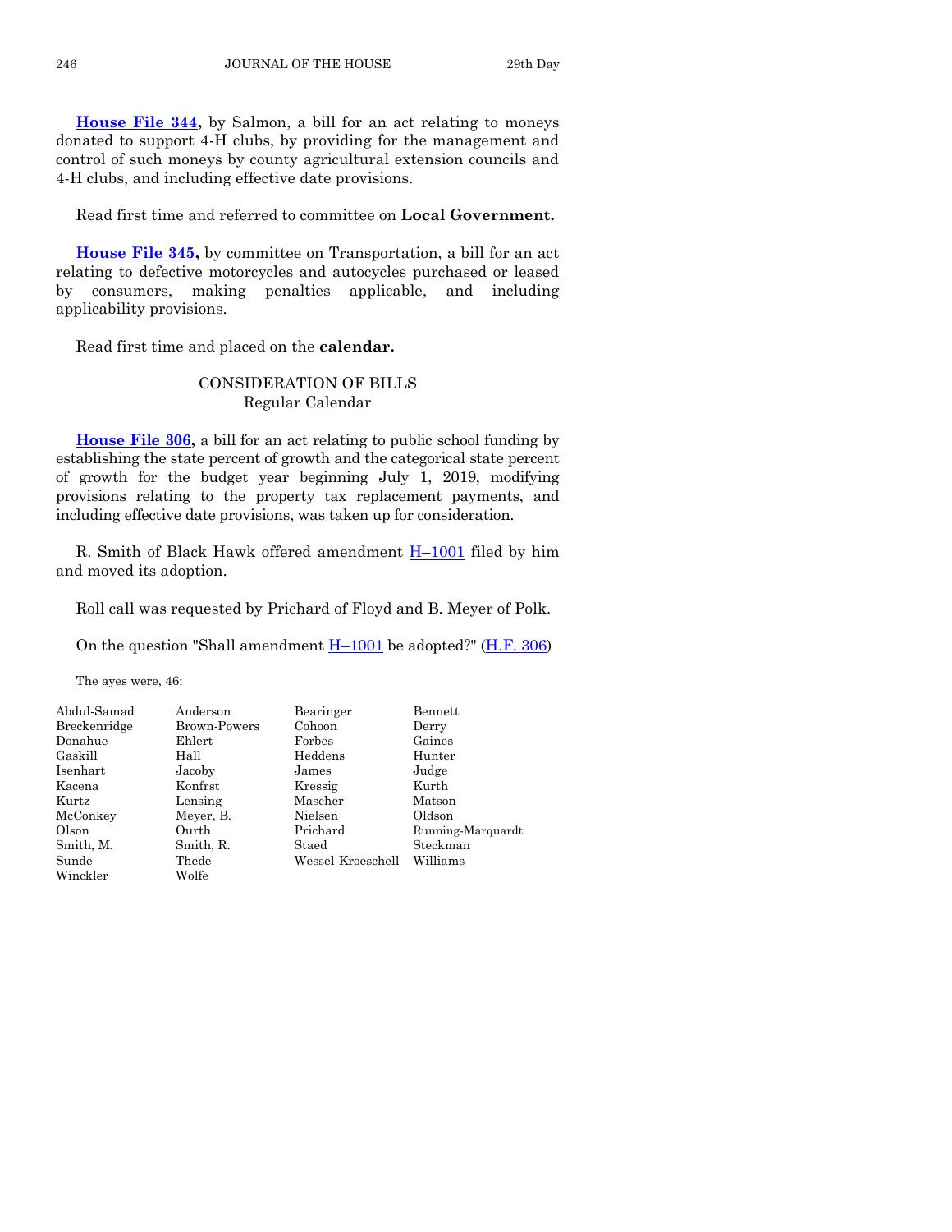**House File 344,** by Salmon, a bill for an act relating to moneys donated to support 4-H clubs, by providing for the management and control of such moneys by county agricultural extension councils and 4-H clubs, and including effective date provisions.

Read first time and referred to committee on **Local Government.**

**House File 345,** by committee on Transportation, a bill for an act relating to defective motorcycles and autocycles purchased or leased by consumers, making penalties applicable, and including applicability provisions.

Read first time and placed on the **calendar.**

## CONSIDERATION OF BILLS
### Regular Calendar

**House File 306,** a bill for an act relating to public school funding by establishing the state percent of growth and the categorical state percent of growth for the budget year beginning July 1, 2019, modifying provisions relating to the property tax replacement payments, and including effective date provisions, was taken up for consideration.

R. Smith of Black Hawk offered amendment H–1001 filed by him and moved its adoption.

Roll call was requested by Prichard of Floyd and B. Meyer of Polk.

On the question "Shall amendment H–1001 be adopted?" (H.F. 306)

The ayes were, 46:

| | | | |
|---|---|---|---|
| Abdul-Samad | Anderson | Bearinger | Bennett |
| Breckenridge | Brown-Powers | Cohoon | Derry |
| Donahue | Ehlert | Forbes | Gaines |
| Gaskill | Hall | Heddens | Hunter |
| Isenhart | Jacoby | James | Judge |
| Kacena | Konfrst | Kressig | Kurth |
| Kurtz | Lensing | Mascher | Matson |
| McConkey | Meyer, B. | Nielsen | Oldson |
| Olson | Ourth | Prichard | Running-Marquardt |
| Smith, M. | Smith, R. | Staed | Steckman |
| Sunde | Thede | Wessel-Kroeschell | Williams |
| Winckler | Wolfe | | |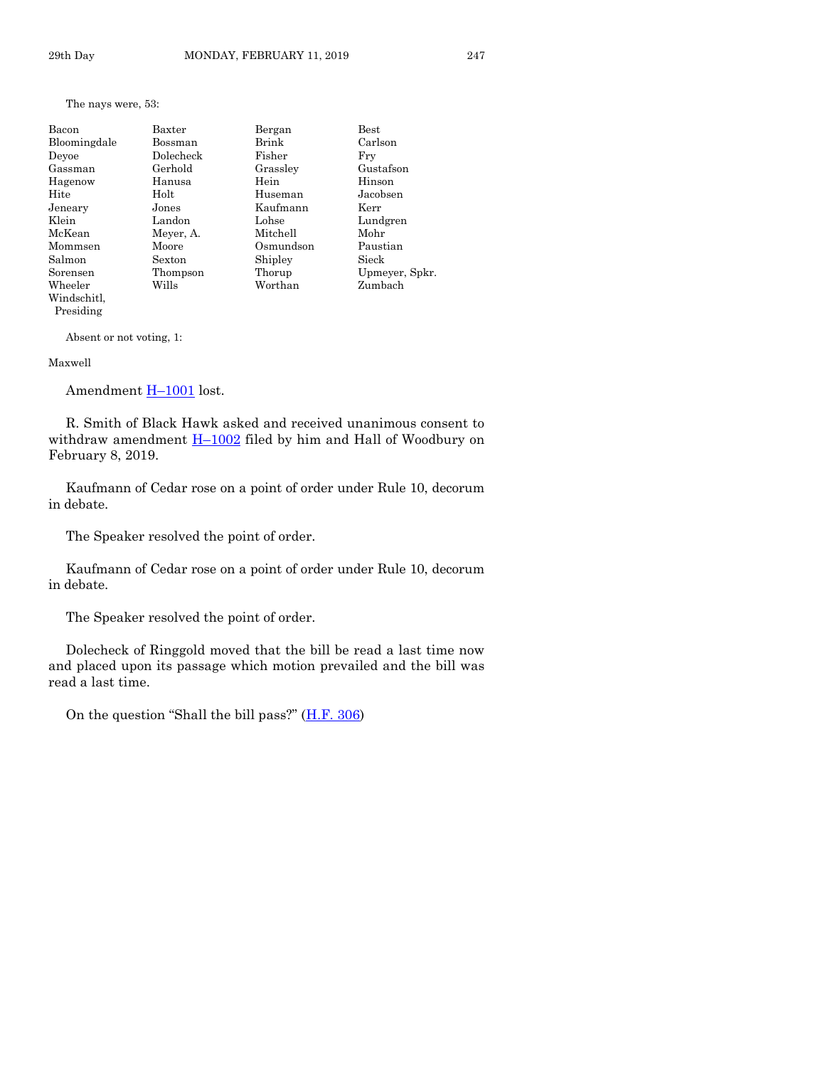The nays were, 53:

| | | | |
|---|---|---|---|
| Bacon | Baxter | Bergan | Best |
| Bloomingdale | Bossman | Brink | Carlson |
| Deyoe | Dolecheck | Fisher | Fry |
| Gassman | Gerhold | Grassley | Gustafson |
| Hagenow | Hanusa | Hein | Hinson |
| Hite | Holt | Huseman | Jacobsen |
| Jeneary | Jones | Kaufmann | Kerr |
| Klein | Landon | Lohse | Lundgren |
| McKean | Meyer, A. | Mitchell | Mohr |
| Mommsen | Moore | Osmundson | Paustian |
| Salmon | Sexton | Shipley | Sieck |
| Sorensen | Thompson | Thorup | Upmeyer, Spkr. |
| Wheeler | Wills | Worthan | Zumbach |
| Windschitl, Presiding | | | |

Absent or not voting, 1:

Maxwell

Amendment H–1001 lost.

R. Smith of Black Hawk asked and received unanimous consent to withdraw amendment H–1002 filed by him and Hall of Woodbury on February 8, 2019.

Kaufmann of Cedar rose on a point of order under Rule 10, decorum in debate.

The Speaker resolved the point of order.

Kaufmann of Cedar rose on a point of order under Rule 10, decorum in debate.

The Speaker resolved the point of order.

Dolecheck of Ringgold moved that the bill be read a last time now and placed upon its passage which motion prevailed and the bill was read a last time.

On the question "Shall the bill pass?" (H.F. 306)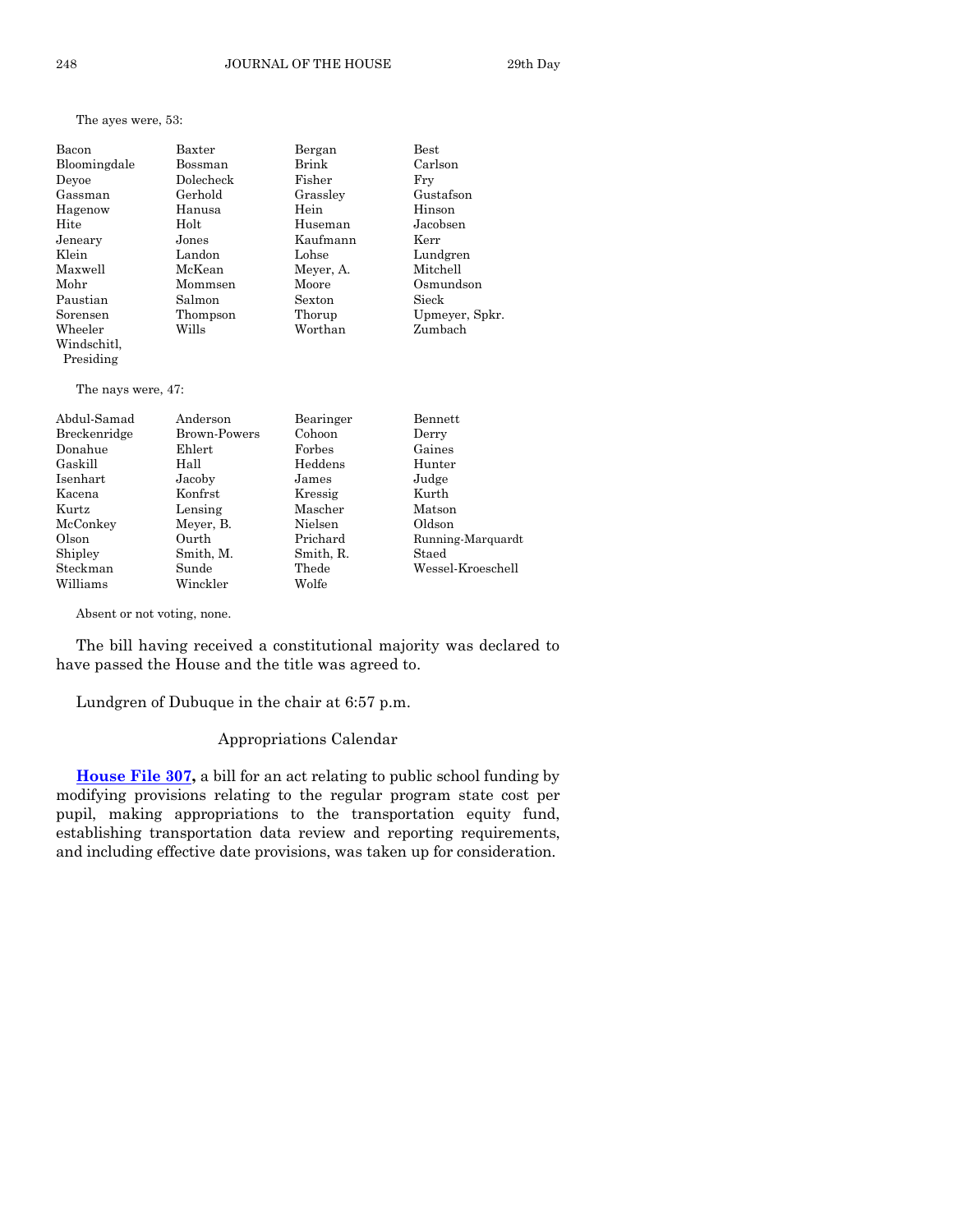The ayes were, 53:

| | | | |
|---|---|---|---|
| Bacon | Baxter | Bergan | Best |
| Bloomingdale | Bossman | Brink | Carlson |
| Deyoe | Dolecheck | Fisher | Fry |
| Gassman | Gerhold | Grassley | Gustafson |
| Hagenow | Hanusa | Hein | Hinson |
| Hite | Holt | Huseman | Jacobsen |
| Jeneary | Jones | Kaufmann | Kerr |
| Klein | Landon | Lohse | Lundgren |
| Maxwell | McKean | Meyer, A. | Mitchell |
| Mohr | Mommsen | Moore | Osmundson |
| Paustian | Salmon | Sexton | Sieck |
| Sorensen | Thompson | Thorup | Upmeyer, Spkr. |
| Wheeler | Wills | Worthan | Zumbach |
| Windschitl, Presiding | | | |

The nays were, 47:

| | | | |
|---|---|---|---|
| Abdul-Samad | Anderson | Bearinger | Bennett |
| Breckenridge | Brown-Powers | Cohoon | Derry |
| Donahue | Ehlert | Forbes | Gaines |
| Gaskill | Hall | Heddens | Hunter |
| Isenhart | Jacoby | James | Judge |
| Kacena | Konfrst | Kressig | Kurth |
| Kurtz | Lensing | Mascher | Matson |
| McConkey | Meyer, B. | Nielsen | Oldson |
| Olson | Ourth | Prichard | Running-Marquardt |
| Shipley | Smith, M. | Smith, R. | Staed |
| Steckman | Sunde | Thede | Wessel-Kroeschell |
| Williams | Winckler | Wolfe | |

Absent or not voting, none.

The bill having received a constitutional majority was declared to have passed the House and the title was agreed to.

Lundgren of Dubuque in the chair at 6:57 p.m.

## Appropriations Calendar

**House File 307,** a bill for an act relating to public school funding by modifying provisions relating to the regular program state cost per pupil, making appropriations to the transportation equity fund, establishing transportation data review and reporting requirements, and including effective date provisions, was taken up for consideration.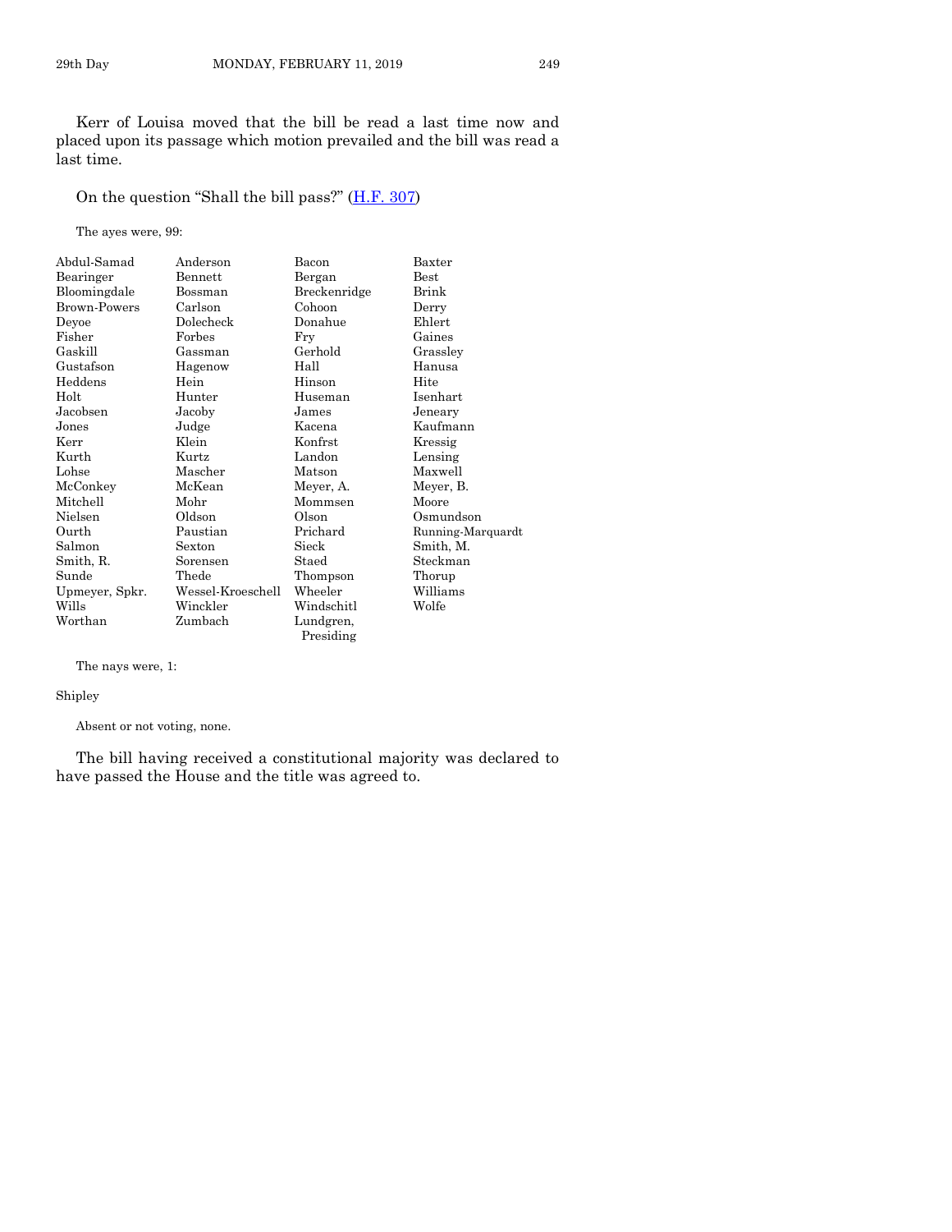Kerr of Louisa moved that the bill be read a last time now and placed upon its passage which motion prevailed and the bill was read a last time.

On the question "Shall the bill pass?" (H.F. 307)

The ayes were, 99:

| | | | |
|---|---|---|---|
| Abdul-Samad | Anderson | Bacon | Baxter |
| Bearinger | Bennett | Bergan | Best |
| Bloomingdale | Bossman | Breckenridge | Brink |
| Brown-Powers | Carlson | Cohoon | Derry |
| Deyoe | Dolecheck | Donahue | Ehlert |
| Fisher | Forbes | Fry | Gaines |
| Gaskill | Gassman | Gerhold | Grassley |
| Gustafson | Hagenow | Hall | Hanusa |
| Heddens | Hein | Hinson | Hite |
| Holt | Hunter | Huseman | Isenhart |
| Jacobsen | Jacoby | James | Jeneary |
| Jones | Judge | Kacena | Kaufmann |
| Kerr | Klein | Konfrst | Kressig |
| Kurth | Kurtz | Landon | Lensing |
| Lohse | Mascher | Matson | Maxwell |
| McConkey | McKean | Meyer, A. | Meyer, B. |
| Mitchell | Mohr | Mommsen | Moore |
| Nielsen | Oldson | Olson | Osmundson |
| Ourth | Paustian | Prichard | Running-Marquardt |
| Salmon | Sexton | Sieck | Smith, M. |
| Smith, R. | Sorensen | Staed | Steckman |
| Sunde | Thede | Thompson | Thorup |
| Upmeyer, Spkr. | Wessel-Kroeschell | Wheeler | Williams |
| Wills | Winckler | Windschitl | Wolfe |
| Worthan | Zumbach | Lundgren, Presiding | |

The nays were, 1:

Shipley

Absent or not voting, none.

The bill having received a constitutional majority was declared to have passed the House and the title was agreed to.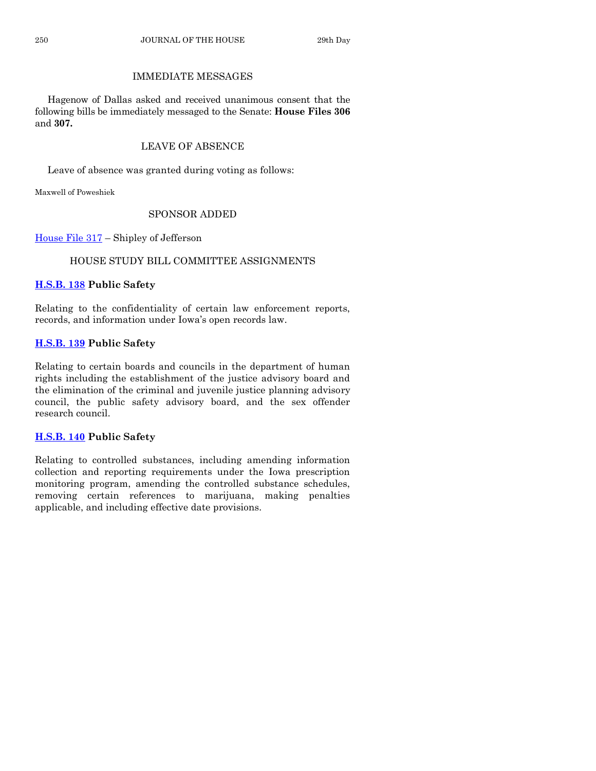## IMMEDIATE MESSAGES

Hagenow of Dallas asked and received unanimous consent that the following bills be immediately messaged to the Senate: **House Files 306** and **307.**

## LEAVE OF ABSENCE

Leave of absence was granted during voting as follows:

Maxwell of Poweshiek

## SPONSOR ADDED

House File 317 – Shipley of Jefferson

## HOUSE STUDY BILL COMMITTEE ASSIGNMENTS

**H.S.B. 138 Public Safety**

Relating to the confidentiality of certain law enforcement reports, records, and information under Iowa's open records law.

**H.S.B. 139 Public Safety**

Relating to certain boards and councils in the department of human rights including the establishment of the justice advisory board and the elimination of the criminal and juvenile justice planning advisory council, the public safety advisory board, and the sex offender research council.

**H.S.B. 140 Public Safety**

Relating to controlled substances, including amending information collection and reporting requirements under the Iowa prescription monitoring program, amending the controlled substance schedules, removing certain references to marijuana, making penalties applicable, and including effective date provisions.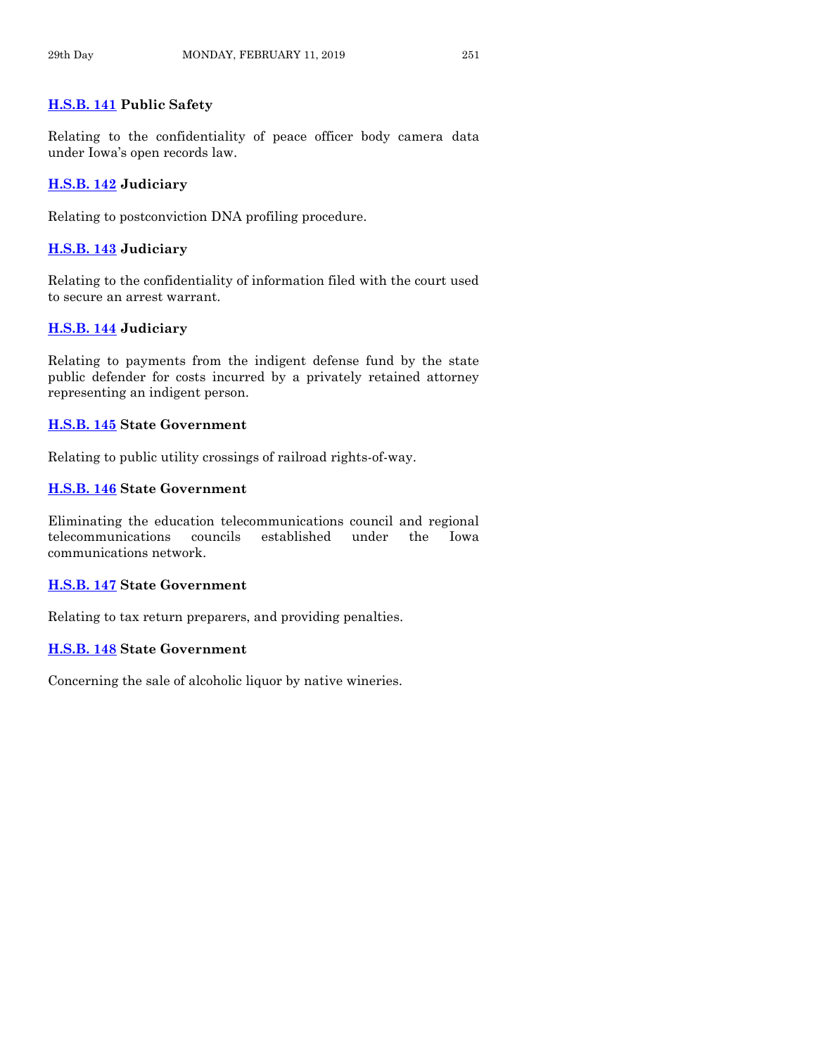**H.S.B. 141** **Public Safety**

Relating to the confidentiality of peace officer body camera data under Iowa's open records law.

**H.S.B. 142** **Judiciary**

Relating to postconviction DNA profiling procedure.

**H.S.B. 143** **Judiciary**

Relating to the confidentiality of information filed with the court used to secure an arrest warrant.

**H.S.B. 144** **Judiciary**

Relating to payments from the indigent defense fund by the state public defender for costs incurred by a privately retained attorney representing an indigent person.

**H.S.B. 145** **State Government**

Relating to public utility crossings of railroad rights-of-way.

**H.S.B. 146** **State Government**

Eliminating the education telecommunications council and regional telecommunications councils established under the Iowa communications network.

**H.S.B. 147** **State Government**

Relating to tax return preparers, and providing penalties.

**H.S.B. 148** **State Government**

Concerning the sale of alcoholic liquor by native wineries.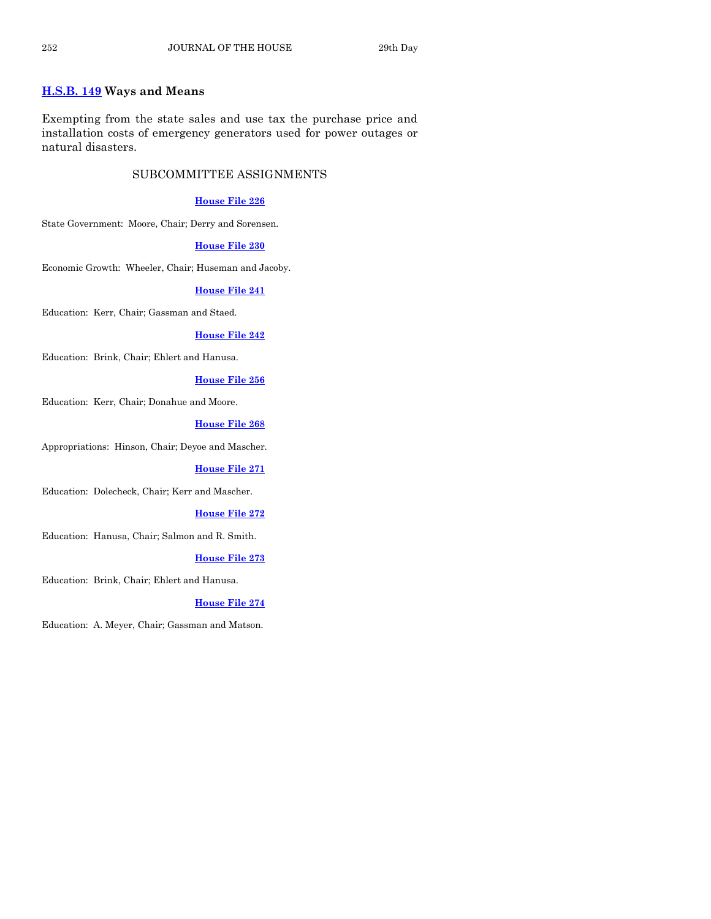**H.S.B. 149 Ways and Means**

Exempting from the state sales and use tax the purchase price and installation costs of emergency generators used for power outages or natural disasters.

## SUBCOMMITTEE ASSIGNMENTS

**House File 226**

State Government: Moore, Chair; Derry and Sorensen.

**House File 230**

Economic Growth: Wheeler, Chair; Huseman and Jacoby.

**House File 241**

Education: Kerr, Chair; Gassman and Staed.

**House File 242**

Education: Brink, Chair; Ehlert and Hanusa.

**House File 256**

Education: Kerr, Chair; Donahue and Moore.

**House File 268**

Appropriations: Hinson, Chair; Deyoe and Mascher.

**House File 271**

Education: Dolecheck, Chair; Kerr and Mascher.

**House File 272**

Education: Hanusa, Chair; Salmon and R. Smith.

**House File 273**

Education: Brink, Chair; Ehlert and Hanusa.

**House File 274**

Education: A. Meyer, Chair; Gassman and Matson.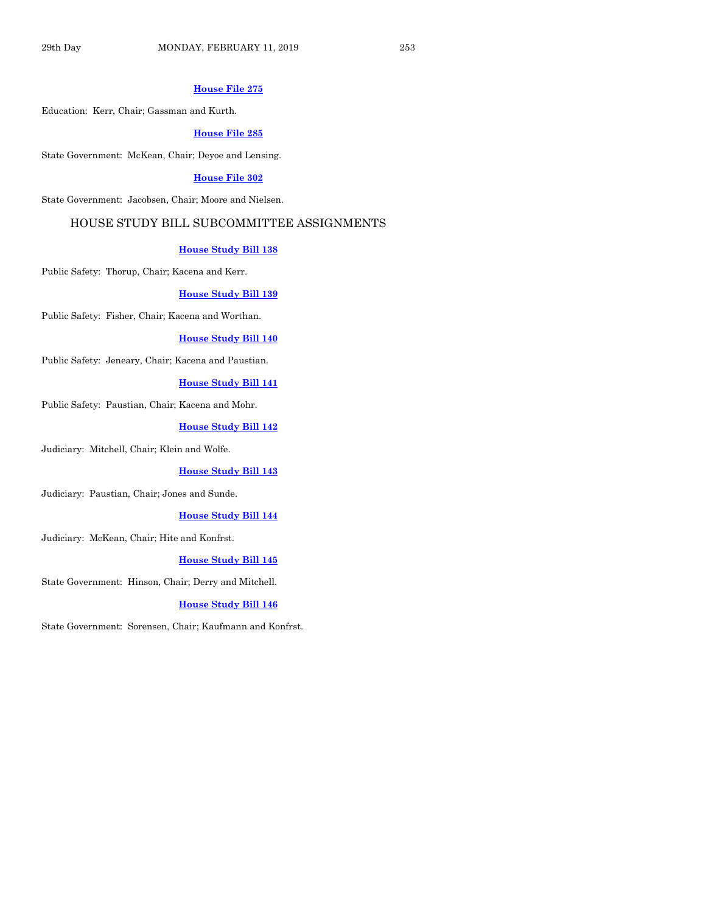**House File 275**

Education: Kerr, Chair; Gassman and Kurth.

**House File 285**

State Government: McKean, Chair; Deyoe and Lensing.

**House File 302**

State Government: Jacobsen, Chair; Moore and Nielsen.

## HOUSE STUDY BILL SUBCOMMITTEE ASSIGNMENTS

**House Study Bill 138**

Public Safety: Thorup, Chair; Kacena and Kerr.

**House Study Bill 139**

Public Safety: Fisher, Chair; Kacena and Worthan.

**House Study Bill 140**

Public Safety: Jeneary, Chair; Kacena and Paustian.

**House Study Bill 141**

Public Safety: Paustian, Chair; Kacena and Mohr.

**House Study Bill 142**

Judiciary: Mitchell, Chair; Klein and Wolfe.

**House Study Bill 143**

Judiciary: Paustian, Chair; Jones and Sunde.

**House Study Bill 144**

Judiciary: McKean, Chair; Hite and Konfrst.

**House Study Bill 145**

State Government: Hinson, Chair; Derry and Mitchell.

**House Study Bill 146**

State Government: Sorensen, Chair; Kaufmann and Konfrst.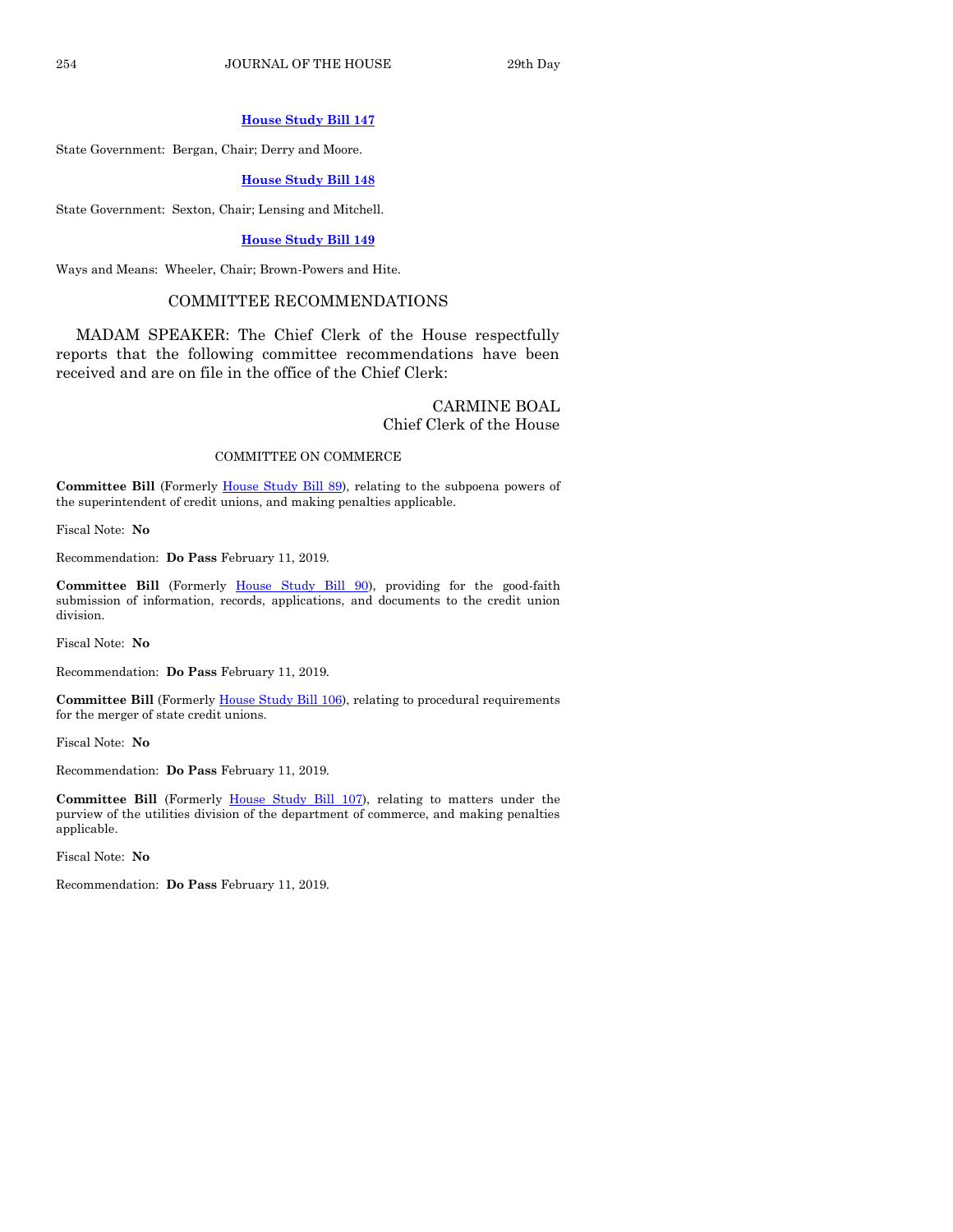**House Study Bill 147**

State Government: Bergan, Chair; Derry and Moore.

**House Study Bill 148**

State Government: Sexton, Chair; Lensing and Mitchell.

**House Study Bill 149**

Ways and Means: Wheeler, Chair; Brown-Powers and Hite.

## COMMITTEE RECOMMENDATIONS

MADAM SPEAKER: The Chief Clerk of the House respectfully reports that the following committee recommendations have been received and are on file in the office of the Chief Clerk:

CARMINE BOAL
Chief Clerk of the House

### COMMITTEE ON COMMERCE

**Committee Bill** (Formerly House Study Bill 89), relating to the subpoena powers of the superintendent of credit unions, and making penalties applicable.

Fiscal Note: **No**

Recommendation: **Do Pass** February 11, 2019.

**Committee Bill** (Formerly House Study Bill 90), providing for the good-faith submission of information, records, applications, and documents to the credit union division.

Fiscal Note: **No**

Recommendation: **Do Pass** February 11, 2019.

**Committee Bill** (Formerly House Study Bill 106), relating to procedural requirements for the merger of state credit unions.

Fiscal Note: **No**

Recommendation: **Do Pass** February 11, 2019.

**Committee Bill** (Formerly House Study Bill 107), relating to matters under the purview of the utilities division of the department of commerce, and making penalties applicable.

Fiscal Note: **No**

Recommendation: **Do Pass** February 11, 2019.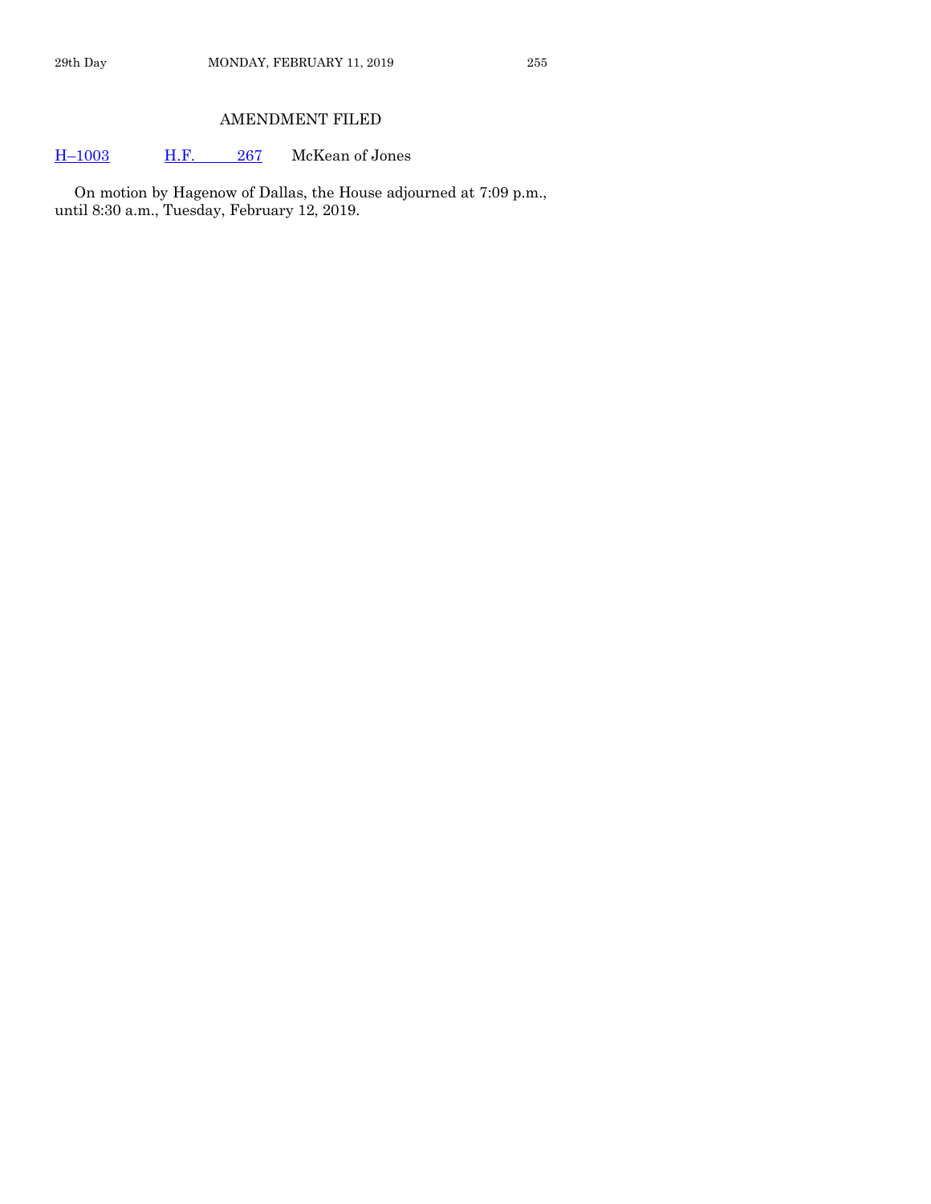## AMENDMENT FILED

H–1003 H.F. 267 McKean of Jones

On motion by Hagenow of Dallas, the House adjourned at 7:09 p.m., until 8:30 a.m., Tuesday, February 12, 2019.